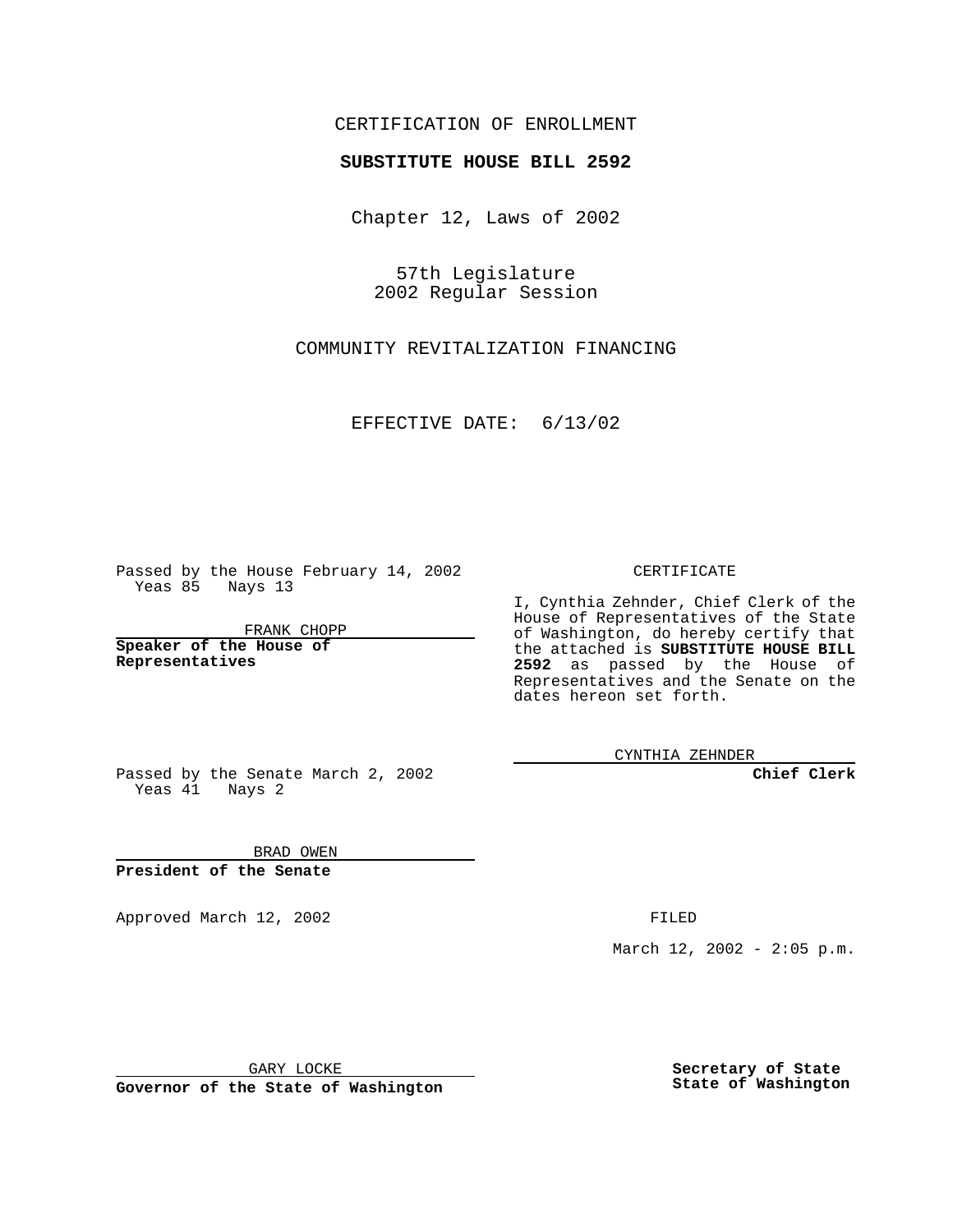CERTIFICATION OF ENROLLMENT

**SUBSTITUTE HOUSE BILL 2592**

Chapter 12, Laws of 2002

57th Legislature
2002 Regular Session

COMMUNITY REVITALIZATION FINANCING

EFFECTIVE DATE: 6/13/02

Passed by the House February 14, 2002
Yeas 85 Nays 13

FRANK CHOPP

**Speaker of the House of Representatives**

Passed by the Senate March 2, 2002
Yeas 41 Nays 2

BRAD OWEN

**President of the Senate**

Approved March 12, 2002

GARY LOCKE

**Governor of the State of Washington**

CERTIFICATE

I, Cynthia Zehnder, Chief Clerk of the House of Representatives of the State of Washington, do hereby certify that the attached is **SUBSTITUTE HOUSE BILL 2592** as passed by the House of Representatives and the Senate on the dates hereon set forth.

CYNTHIA ZEHNDER

**Chief Clerk**

FILED

March 12, 2002 - 2:05 p.m.

**Secretary of State**
**State of Washington**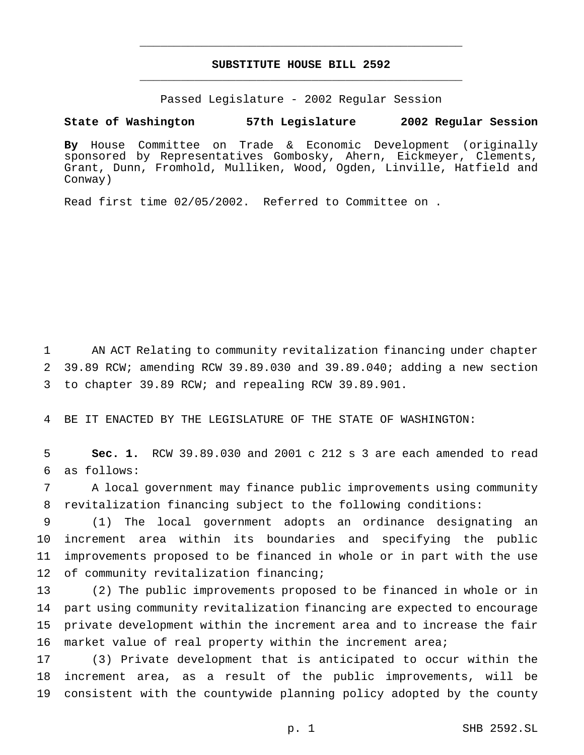# SUBSTITUTE HOUSE BILL 2592

Passed Legislature - 2002 Regular Session

**State of Washington 57th Legislature 2002 Regular Session**

**By** House Committee on Trade & Economic Development (originally sponsored by Representatives Gombosky, Ahern, Eickmeyer, Clements, Grant, Dunn, Fromhold, Mulliken, Wood, Ogden, Linville, Hatfield and Conway)

Read first time 02/05/2002. Referred to Committee on .

AN ACT Relating to community revitalization financing under chapter 39.89 RCW; amending RCW 39.89.030 and 39.89.040; adding a new section to chapter 39.89 RCW; and repealing RCW 39.89.901.

BE IT ENACTED BY THE LEGISLATURE OF THE STATE OF WASHINGTON:

**Sec. 1.** RCW 39.89.030 and 2001 c 212 s 3 are each amended to read as follows:

A local government may finance public improvements using community revitalization financing subject to the following conditions:

(1) The local government adopts an ordinance designating an increment area within its boundaries and specifying the public improvements proposed to be financed in whole or in part with the use of community revitalization financing;

(2) The public improvements proposed to be financed in whole or in part using community revitalization financing are expected to encourage private development within the increment area and to increase the fair market value of real property within the increment area;

(3) Private development that is anticipated to occur within the increment area, as a result of the public improvements, will be consistent with the countywide planning policy adopted by the county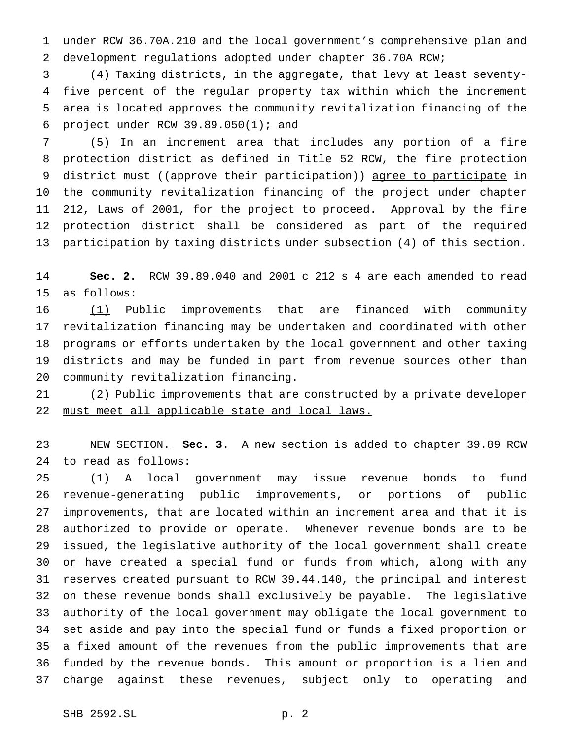under RCW 36.70A.210 and the local government's comprehensive plan and development regulations adopted under chapter 36.70A RCW;

(4) Taxing districts, in the aggregate, that levy at least seventy-five percent of the regular property tax within which the increment area is located approves the community revitalization financing of the project under RCW 39.89.050(1); and

(5) In an increment area that includes any portion of a fire protection district as defined in Title 52 RCW, the fire protection district must ((~~approve their participation~~)) <u>agree to participate</u> in the community revitalization financing of the project under chapter 212, Laws of 2001<u>, for the project to proceed</u>. Approval by the fire protection district shall be considered as part of the required participation by taxing districts under subsection (4) of this section.

**Sec. 2.** RCW 39.89.040 and 2001 c 212 s 4 are each amended to read as follows:

<u>(1)</u> Public improvements that are financed with community revitalization financing may be undertaken and coordinated with other programs or efforts undertaken by the local government and other taxing districts and may be funded in part from revenue sources other than community revitalization financing.

<u>(2) Public improvements that are constructed by a private developer must meet all applicable state and local laws.</u>

<u>NEW SECTION.</u> **Sec. 3.** A new section is added to chapter 39.89 RCW to read as follows:

(1) A local government may issue revenue bonds to fund revenue-generating public improvements, or portions of public improvements, that are located within an increment area and that it is authorized to provide or operate. Whenever revenue bonds are to be issued, the legislative authority of the local government shall create or have created a special fund or funds from which, along with any reserves created pursuant to RCW 39.44.140, the principal and interest on these revenue bonds shall exclusively be payable. The legislative authority of the local government may obligate the local government to set aside and pay into the special fund or funds a fixed proportion or a fixed amount of the revenues from the public improvements that are funded by the revenue bonds. This amount or proportion is a lien and charge against these revenues, subject only to operating and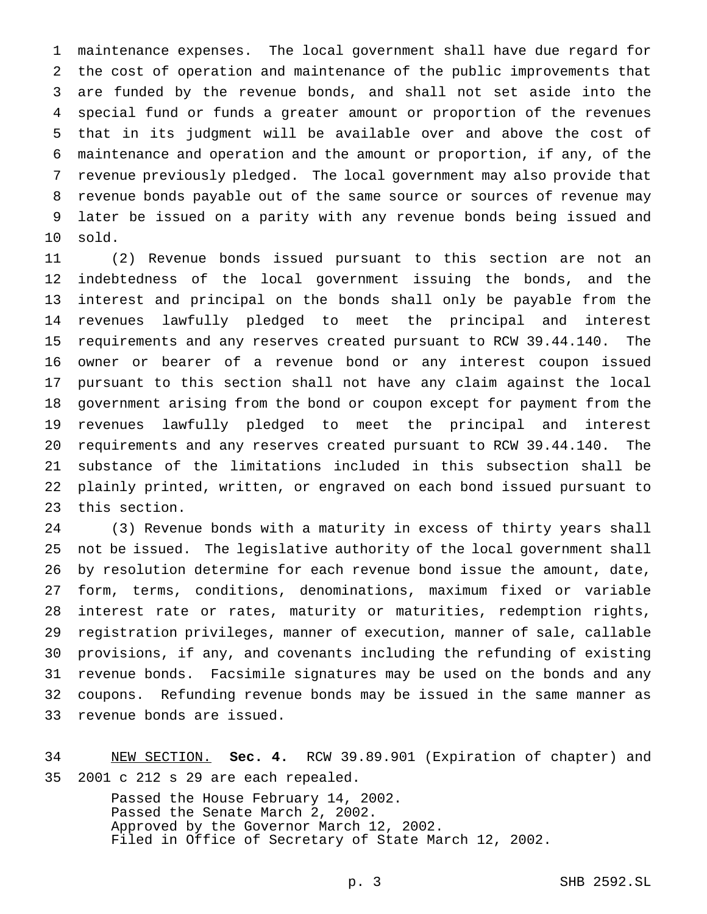maintenance expenses. The local government shall have due regard for the cost of operation and maintenance of the public improvements that are funded by the revenue bonds, and shall not set aside into the special fund or funds a greater amount or proportion of the revenues that in its judgment will be available over and above the cost of maintenance and operation and the amount or proportion, if any, of the revenue previously pledged. The local government may also provide that revenue bonds payable out of the same source or sources of revenue may later be issued on a parity with any revenue bonds being issued and sold.

(2) Revenue bonds issued pursuant to this section are not an indebtedness of the local government issuing the bonds, and the interest and principal on the bonds shall only be payable from the revenues lawfully pledged to meet the principal and interest requirements and any reserves created pursuant to RCW 39.44.140. The owner or bearer of a revenue bond or any interest coupon issued pursuant to this section shall not have any claim against the local government arising from the bond or coupon except for payment from the revenues lawfully pledged to meet the principal and interest requirements and any reserves created pursuant to RCW 39.44.140. The substance of the limitations included in this subsection shall be plainly printed, written, or engraved on each bond issued pursuant to this section.

(3) Revenue bonds with a maturity in excess of thirty years shall not be issued. The legislative authority of the local government shall by resolution determine for each revenue bond issue the amount, date, form, terms, conditions, denominations, maximum fixed or variable interest rate or rates, maturity or maturities, redemption rights, registration privileges, manner of execution, manner of sale, callable provisions, if any, and covenants including the refunding of existing revenue bonds. Facsimile signatures may be used on the bonds and any coupons. Refunding revenue bonds may be issued in the same manner as revenue bonds are issued.

NEW SECTION. **Sec. 4.** RCW 39.89.901 (Expiration of chapter) and 2001 c 212 s 29 are each repealed.

Passed the House February 14, 2002.
Passed the Senate March 2, 2002.
Approved by the Governor March 12, 2002.
Filed in Office of Secretary of State March 12, 2002.